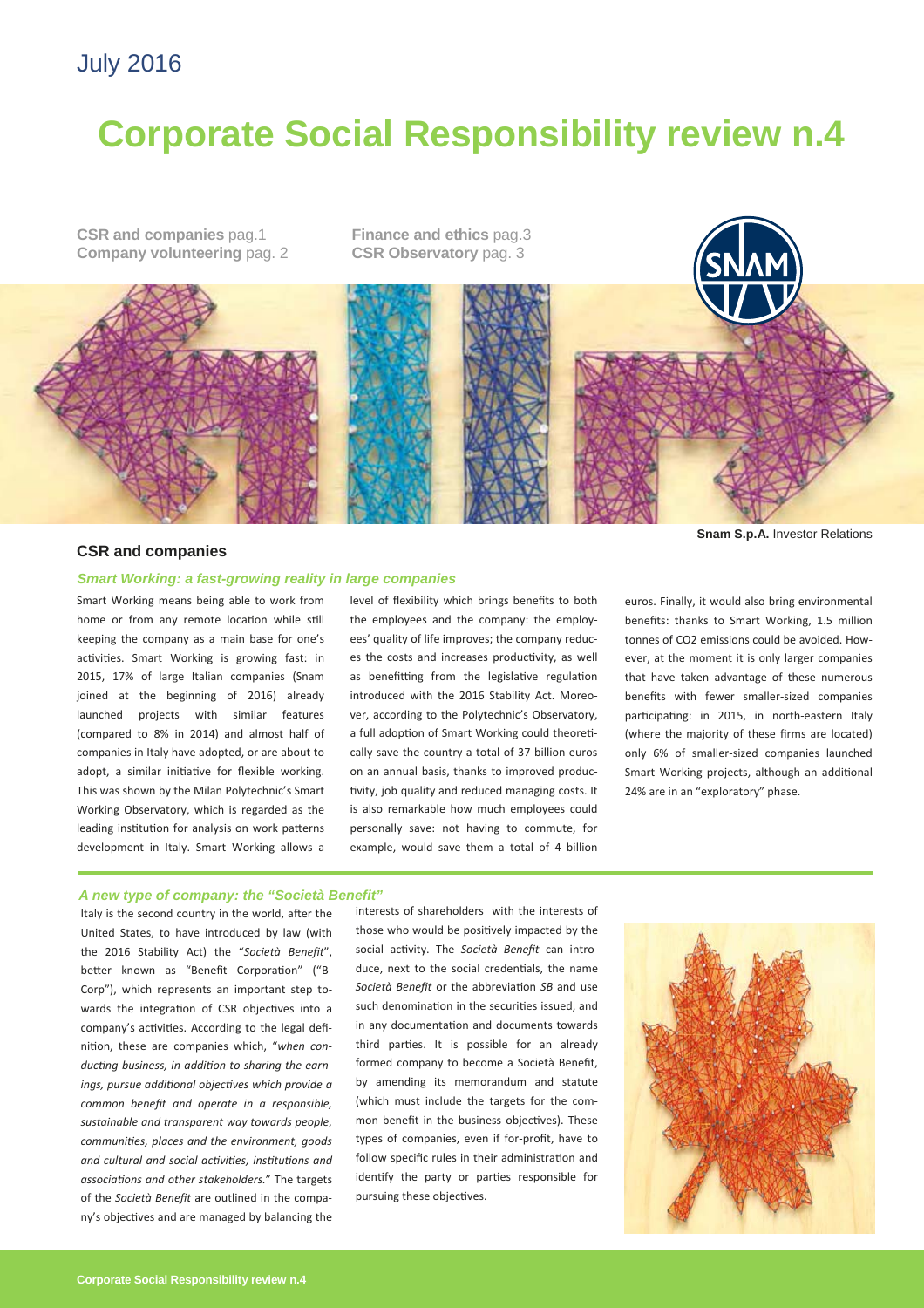July 2016

# Corporate Social Responsibility review n.4

**CSR and companies** pag.1
**Company volunteering** pag. 2
**Finance and ethics** pag.3
**CSR Observatory** pag. 3

**Snam S.p.A.** Investor Relations

## CSR and companies

### *Smart Working: a fast-growing reality in large companies*

Smart Working means being able to work from home or from any remote location while still keeping the company as a main base for one's activities. Smart Working is growing fast: in 2015, 17% of large Italian companies (Snam joined at the beginning of 2016) already launched projects with similar features (compared to 8% in 2014) and almost half of companies in Italy have adopted, or are about to adopt, a similar initiative for flexible working. This was shown by the Milan Polytechnic's Smart Working Observatory, which is regarded as the leading institution for analysis on work patterns development in Italy. Smart Working allows a level of flexibility which brings benefits to both the employees and the company: the employees' quality of life improves; the company reduces the costs and increases productivity, as well as benefitting from the legislative regulation introduced with the 2016 Stability Act. Moreover, according to the Polytechnic's Observatory, a full adoption of Smart Working could theoretically save the country a total of 37 billion euros on an annual basis, thanks to improved productivity, job quality and reduced managing costs. It is also remarkable how much employees could personally save: not having to commute, for example, would save them a total of 4 billion euros. Finally, it would also bring environmental benefits: thanks to Smart Working, 1.5 million tonnes of CO2 emissions could be avoided. However, at the moment it is only larger companies that have taken advantage of these numerous benefits with fewer smaller-sized companies participating: in 2015, in north-eastern Italy (where the majority of these firms are located) only 6% of smaller-sized companies launched Smart Working projects, although an additional 24% are in an "exploratory" phase.

### *A new type of company: the "Società Benefit"*

Italy is the second country in the world, after the United States, to have introduced by law (with the 2016 Stability Act) the "*Società Benefit*", better known as "Benefit Corporation" ("B-Corp"), which represents an important step towards the integration of CSR objectives into a company's activities. According to the legal definition, these are companies which, "*when conducting business, in addition to sharing the earnings, pursue additional objectives which provide a common benefit and operate in a responsible, sustainable and transparent way towards people, communities, places and the environment, goods and cultural and social activities, institutions and associations and other stakeholders.*" The targets of the *Società Benefit* are outlined in the company's objectives and are managed by balancing the interests of shareholders with the interests of those who would be positively impacted by the social activity. The *Società Benefit* can introduce, next to the social credentials, the name *Società Benefit* or the abbreviation *SB* and use such denomination in the securities issued, and in any documentation and documents towards third parties. It is possible for an already formed company to become a Società Benefit, by amending its memorandum and statute (which must include the targets for the common benefit in the business objectives). These types of companies, even if for-profit, have to follow specific rules in their administration and identify the party or parties responsible for pursuing these objectives.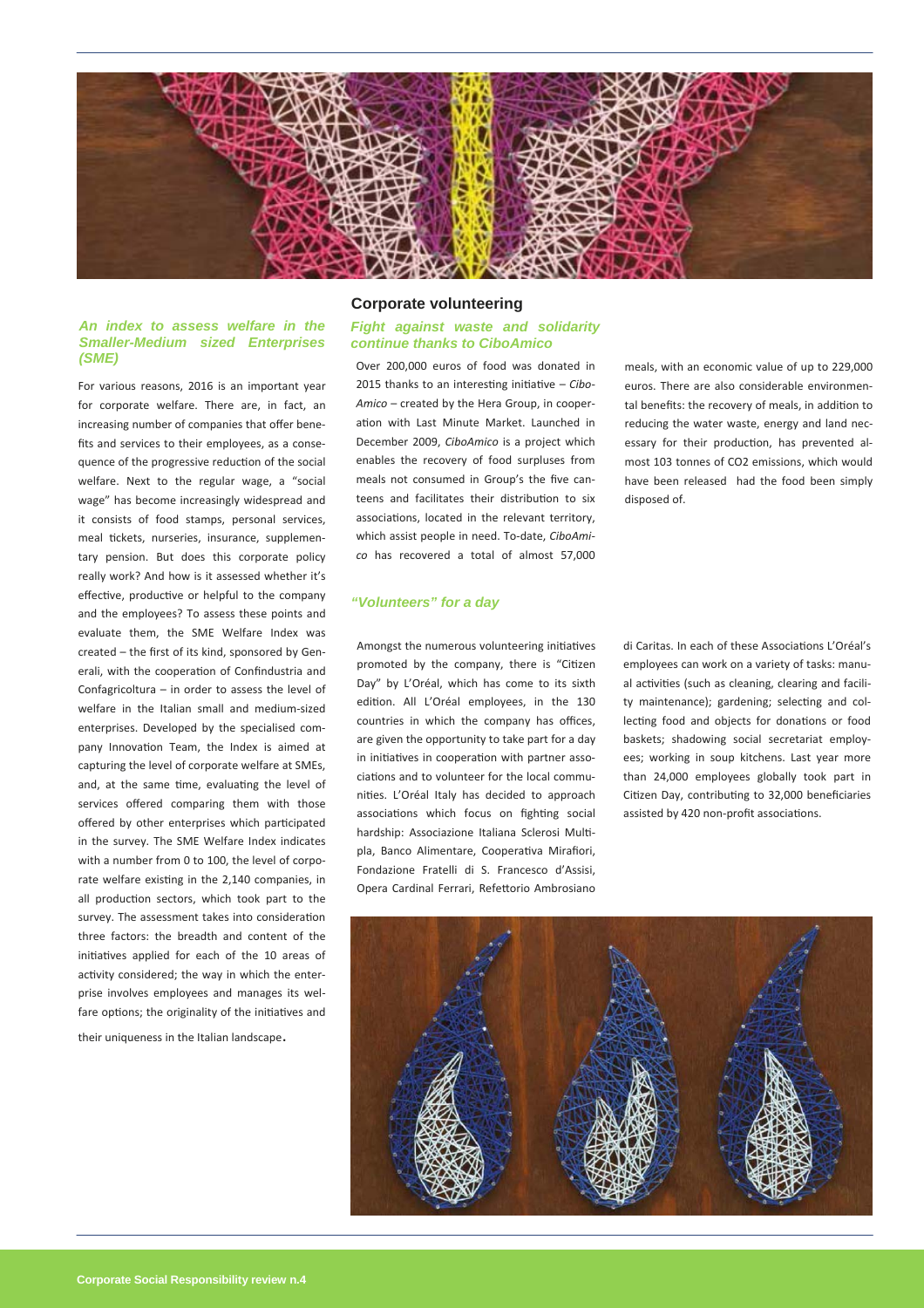### An index to assess welfare in the Smaller-Medium sized Enterprises (SME)

For various reasons, 2016 is an important year for corporate welfare. There are, in fact, an increasing number of companies that offer benefits and services to their employees, as a consequence of the progressive reduction of the social welfare. Next to the regular wage, a "social wage" has become increasingly widespread and it consists of food stamps, personal services, meal tickets, nurseries, insurance, supplementary pension. But does this corporate policy really work? And how is it assessed whether it's effective, productive or helpful to the company and the employees? To assess these points and evaluate them, the SME Welfare Index was created – the first of its kind, sponsored by Generali, with the cooperation of Confindustria and Confagricoltura – in order to assess the level of welfare in the Italian small and medium-sized enterprises. Developed by the specialised company Innovation Team, the Index is aimed at capturing the level of corporate welfare at SMEs, and, at the same time, evaluating the level of services offered comparing them with those offered by other enterprises which participated in the survey. The SME Welfare Index indicates with a number from 0 to 100, the level of corporate welfare existing in the 2,140 companies, in all production sectors, which took part to the survey. The assessment takes into consideration three factors: the breadth and content of the initiatives applied for each of the 10 areas of activity considered; the way in which the enterprise involves employees and manages its welfare options; the originality of the initiatives and their uniqueness in the Italian landscape.

## Corporate volunteering

### Fight against waste and solidarity continue thanks to CiboAmico

Over 200,000 euros of food was donated in 2015 thanks to an interesting initiative – *CiboAmico* – created by the Hera Group, in cooperation with Last Minute Market. Launched in December 2009, *CiboAmico* is a project which enables the recovery of food surpluses from meals not consumed in Group's the five canteens and facilitates their distribution to six associations, located in the relevant territory, which assist people in need. To-date, *CiboAmico* has recovered a total of almost 57,000 meals, with an economic value of up to 229,000 euros. There are also considerable environmental benefits: the recovery of meals, in addition to reducing the water waste, energy and land necessary for their production, has prevented almost 103 tonnes of CO2 emissions, which would have been released had the food been simply disposed of.

### "Volunteers" for a day

Amongst the numerous volunteering initiatives promoted by the company, there is "Citizen Day" by L'Oréal, which has come to its sixth edition. All L'Oréal employees, in the 130 countries in which the company has offices, are given the opportunity to take part for a day in initiatives in cooperation with partner associations and to volunteer for the local communities. L'Oréal Italy has decided to approach associations which focus on fighting social hardship: Associazione Italiana Sclerosi Multipla, Banco Alimentare, Cooperativa Mirafiori, Fondazione Fratelli di S. Francesco d'Assisi, Opera Cardinal Ferrari, Refettorio Ambrosiano di Caritas. In each of these Associations L'Oréal's employees can work on a variety of tasks: manual activities (such as cleaning, clearing and facility maintenance); gardening; selecting and collecting food and objects for donations or food baskets; shadowing social secretariat employees; working in soup kitchens. Last year more than 24,000 employees globally took part in Citizen Day, contributing to 32,000 beneficiaries assisted by 420 non-profit associations.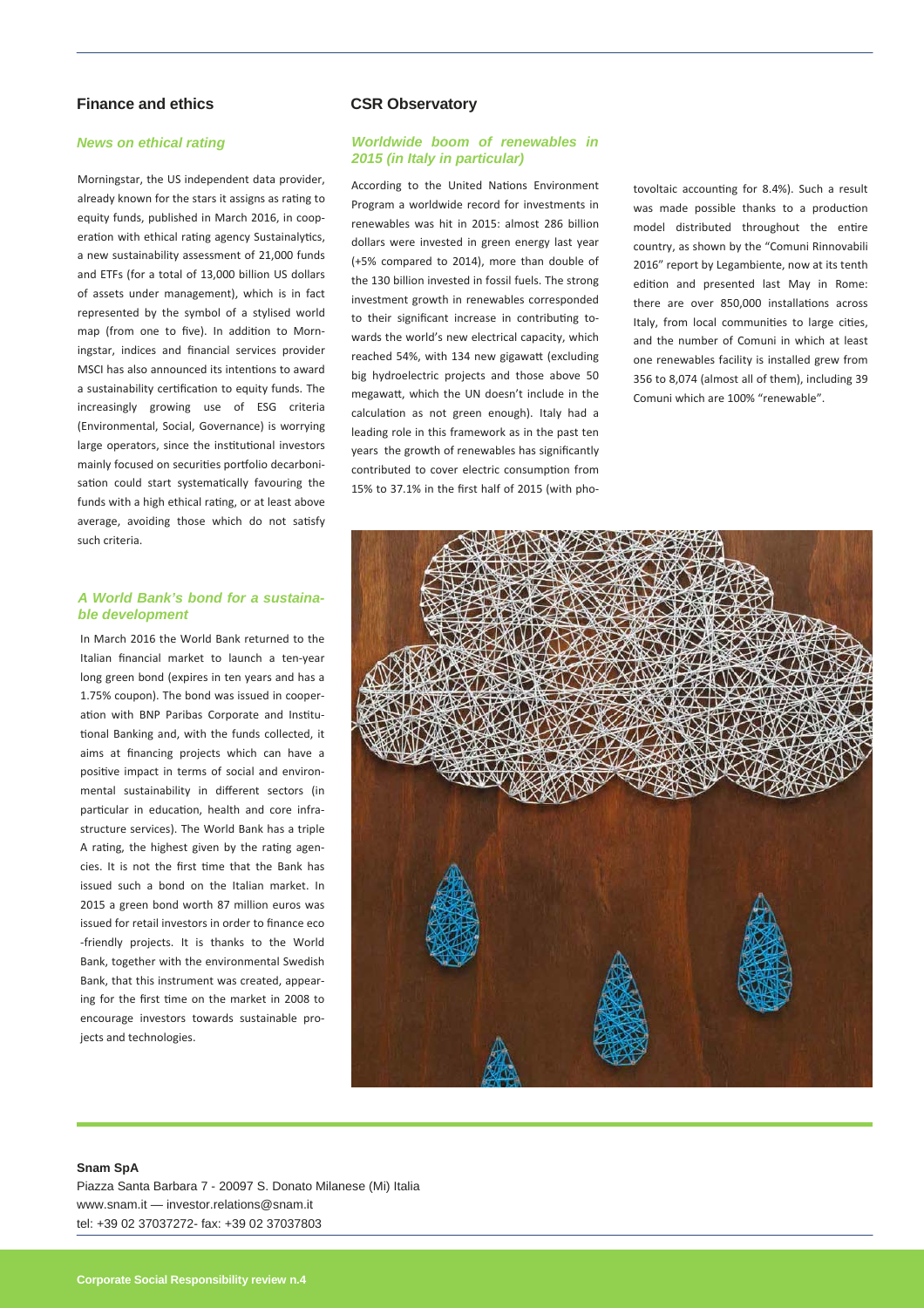## Finance and ethics

### *News on ethical rating*

Morningstar, the US independent data provider, already known for the stars it assigns as rating to equity funds, published in March 2016, in cooperation with ethical rating agency Sustainalytics, a new sustainability assessment of 21,000 funds and ETFs (for a total of 13,000 billion US dollars of assets under management), which is in fact represented by the symbol of a stylised world map (from one to five). In addition to Morningstar, indices and financial services provider MSCI has also announced its intentions to award a sustainability certification to equity funds. The increasingly growing use of ESG criteria (Environmental, Social, Governance) is worrying large operators, since the institutional investors mainly focused on securities portfolio decarbonisation could start systematically favouring the funds with a high ethical rating, or at least above average, avoiding those which do not satisfy such criteria.

### *A World Bank's bond for a sustainable development*

In March 2016 the World Bank returned to the Italian financial market to launch a ten-year long green bond (expires in ten years and has a 1.75% coupon). The bond was issued in cooperation with BNP Paribas Corporate and Institutional Banking and, with the funds collected, it aims at financing projects which can have a positive impact in terms of social and environmental sustainability in different sectors (in particular in education, health and core infrastructure services). The World Bank has a triple A rating, the highest given by the rating agencies. It is not the first time that the Bank has issued such a bond on the Italian market. In 2015 a green bond worth 87 million euros was issued for retail investors in order to finance eco-friendly projects. It is thanks to the World Bank, together with the environmental Swedish Bank, that this instrument was created, appearing for the first time on the market in 2008 to encourage investors towards sustainable projects and technologies.

## CSR Observatory

### *Worldwide boom of renewables in 2015 (in Italy in particular)*

According to the United Nations Environment Program a worldwide record for investments in renewables was hit in 2015: almost 286 billion dollars were invested in green energy last year (+5% compared to 2014), more than double of the 130 billion invested in fossil fuels. The strong investment growth in renewables corresponded to their significant increase in contributing towards the world's new electrical capacity, which reached 54%, with 134 new gigawatt (excluding big hydroelectric projects and those above 50 megawatt, which the UN doesn't include in the calculation as not green enough). Italy had a leading role in this framework as in the past ten years the growth of renewables has significantly contributed to cover electric consumption from 15% to 37.1% in the first half of 2015 (with photovoltaic accounting for 8.4%). Such a result was made possible thanks to a production model distributed throughout the entire country, as shown by the "Comuni Rinnovabili 2016" report by Legambiente, now at its tenth edition and presented last May in Rome: there are over 850,000 installations across Italy, from local communities to large cities, and the number of Comuni in which at least one renewables facility is installed grew from 356 to 8,074 (almost all of them), including 39 Comuni which are 100% "renewable".

**Snam SpA**

Piazza Santa Barbara 7 - 20097 S. Donato Milanese (Mi) Italia
www.snam.it — investor.relations@snam.it
tel: +39 02 37037272- fax: +39 02 37037803